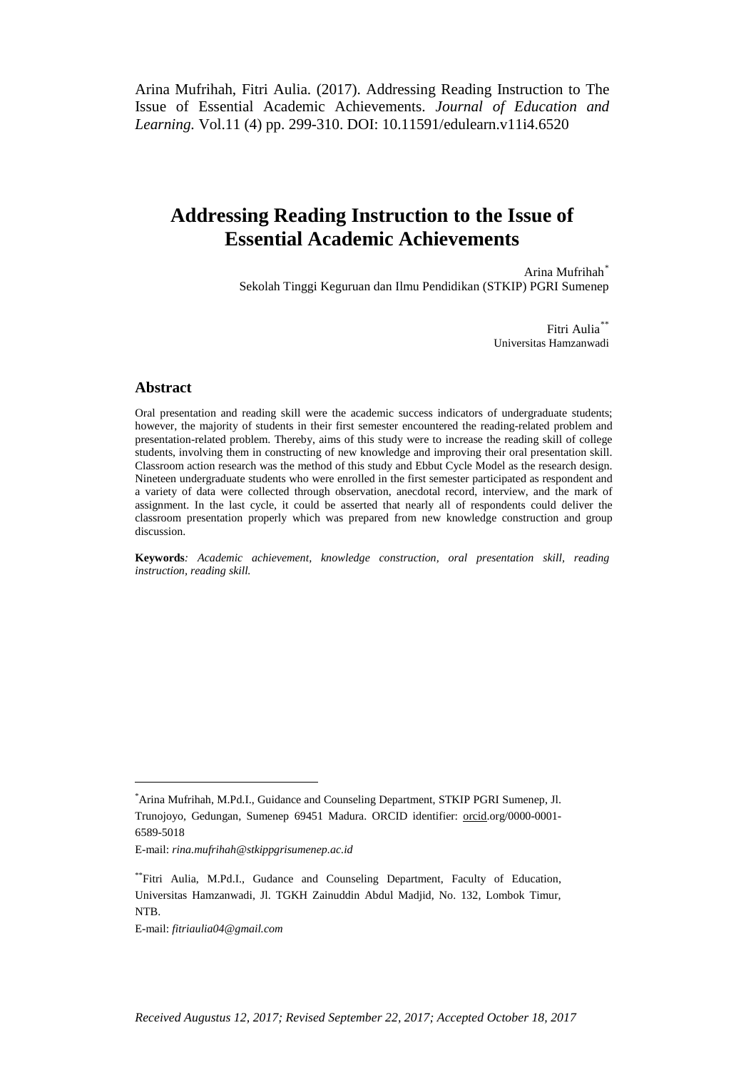Arina Mufrihah, Fitri Aulia. (2017). Addressing Reading Instruction to The Issue of Essential Academic Achievements. *Journal of Education and Learning.* Vol.11 (4) pp. 299-310. DOI: 10.11591/edulearn.v11i4.6520

# Addressing Reading Instruction to the Issue of Essential Academic Achievements

Arina Mufrihah[*]
Sekolah Tinggi Keguruan dan Ilmu Pendidikan (STKIP) PGRI Sumenep

Fitri Aulia[**]
Universitas Hamzanwadi

## Abstract

Oral presentation and reading skill were the academic success indicators of undergraduate students; however, the majority of students in their first semester encountered the reading-related problem and presentation-related problem. Thereby, aims of this study were to increase the reading skill of college students, involving them in constructing of new knowledge and improving their oral presentation skill. Classroom action research was the method of this study and Ebbut Cycle Model as the research design. Nineteen undergraduate students who were enrolled in the first semester participated as respondent and a variety of data were collected through observation, anecdotal record, interview, and the mark of assignment. In the last cycle, it could be asserted that nearly all of respondents could deliver the classroom presentation properly which was prepared from new knowledge construction and group discussion.

**Keywords**: *Academic achievement, knowledge construction, oral presentation skill, reading instruction, reading skill.*

---

[*]Arina Mufrihah, M.Pd.I., Guidance and Counseling Department, STKIP PGRI Sumenep, Jl. Trunojoyo, Gedungan, Sumenep 69451 Madura. ORCID identifier: orcid.org/0000-0001-6589-5018

E-mail: *rina.mufrihah@stkippgrisumenep.ac.id*

[**]Fitri Aulia, M.Pd.I., Gudance and Counseling Department, Faculty of Education, Universitas Hamzanwadi, Jl. TGKH Zainuddin Abdul Madjid, No. 132, Lombok Timur, NTB.

E-mail: *fitriaulia04@gmail.com*

*Received Augustus 12, 2017; Revised September 22, 2017; Accepted October 18, 2017*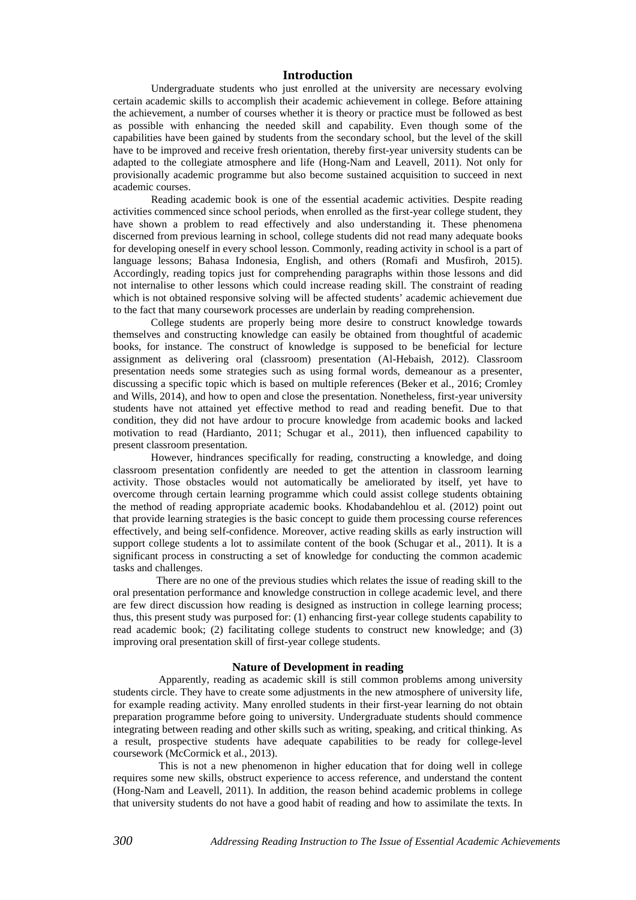## Introduction

Undergraduate students who just enrolled at the university are necessary evolving certain academic skills to accomplish their academic achievement in college. Before attaining the achievement, a number of courses whether it is theory or practice must be followed as best as possible with enhancing the needed skill and capability. Even though some of the capabilities have been gained by students from the secondary school, but the level of the skill have to be improved and receive fresh orientation, thereby first-year university students can be adapted to the collegiate atmosphere and life (Hong-Nam and Leavell, 2011). Not only for provisionally academic programme but also become sustained acquisition to succeed in next academic courses.

Reading academic book is one of the essential academic activities. Despite reading activities commenced since school periods, when enrolled as the first-year college student, they have shown a problem to read effectively and also understanding it. These phenomena discerned from previous learning in school, college students did not read many adequate books for developing oneself in every school lesson. Commonly, reading activity in school is a part of language lessons; Bahasa Indonesia, English, and others (Romafi and Musfiroh, 2015). Accordingly, reading topics just for comprehending paragraphs within those lessons and did not internalise to other lessons which could increase reading skill. The constraint of reading which is not obtained responsive solving will be affected students' academic achievement due to the fact that many coursework processes are underlain by reading comprehension.

College students are properly being more desire to construct knowledge towards themselves and constructing knowledge can easily be obtained from thoughtful of academic books, for instance. The construct of knowledge is supposed to be beneficial for lecture assignment as delivering oral (classroom) presentation (Al-Hebaish, 2012). Classroom presentation needs some strategies such as using formal words, demeanour as a presenter, discussing a specific topic which is based on multiple references (Beker et al., 2016; Cromley and Wills, 2014), and how to open and close the presentation. Nonetheless, first-year university students have not attained yet effective method to read and reading benefit. Due to that condition, they did not have ardour to procure knowledge from academic books and lacked motivation to read (Hardianto, 2011; Schugar et al., 2011), then influenced capability to present classroom presentation.

However, hindrances specifically for reading, constructing a knowledge, and doing classroom presentation confidently are needed to get the attention in classroom learning activity. Those obstacles would not automatically be ameliorated by itself, yet have to overcome through certain learning programme which could assist college students obtaining the method of reading appropriate academic books. Khodabandehlou et al. (2012) point out that provide learning strategies is the basic concept to guide them processing course references effectively, and being self-confidence. Moreover, active reading skills as early instruction will support college students a lot to assimilate content of the book (Schugar et al., 2011). It is a significant process in constructing a set of knowledge for conducting the common academic tasks and challenges.

There are no one of the previous studies which relates the issue of reading skill to the oral presentation performance and knowledge construction in college academic level, and there are few direct discussion how reading is designed as instruction in college learning process; thus, this present study was purposed for: (1) enhancing first-year college students capability to read academic book; (2) facilitating college students to construct new knowledge; and (3) improving oral presentation skill of first-year college students.

### Nature of Development in reading

Apparently, reading as academic skill is still common problems among university students circle. They have to create some adjustments in the new atmosphere of university life, for example reading activity. Many enrolled students in their first-year learning do not obtain preparation programme before going to university. Undergraduate students should commence integrating between reading and other skills such as writing, speaking, and critical thinking. As a result, prospective students have adequate capabilities to be ready for college-level coursework (McCormick et al., 2013).

This is not a new phenomenon in higher education that for doing well in college requires some new skills, obstruct experience to access reference, and understand the content (Hong-Nam and Leavell, 2011). In addition, the reason behind academic problems in college that university students do not have a good habit of reading and how to assimilate the texts. In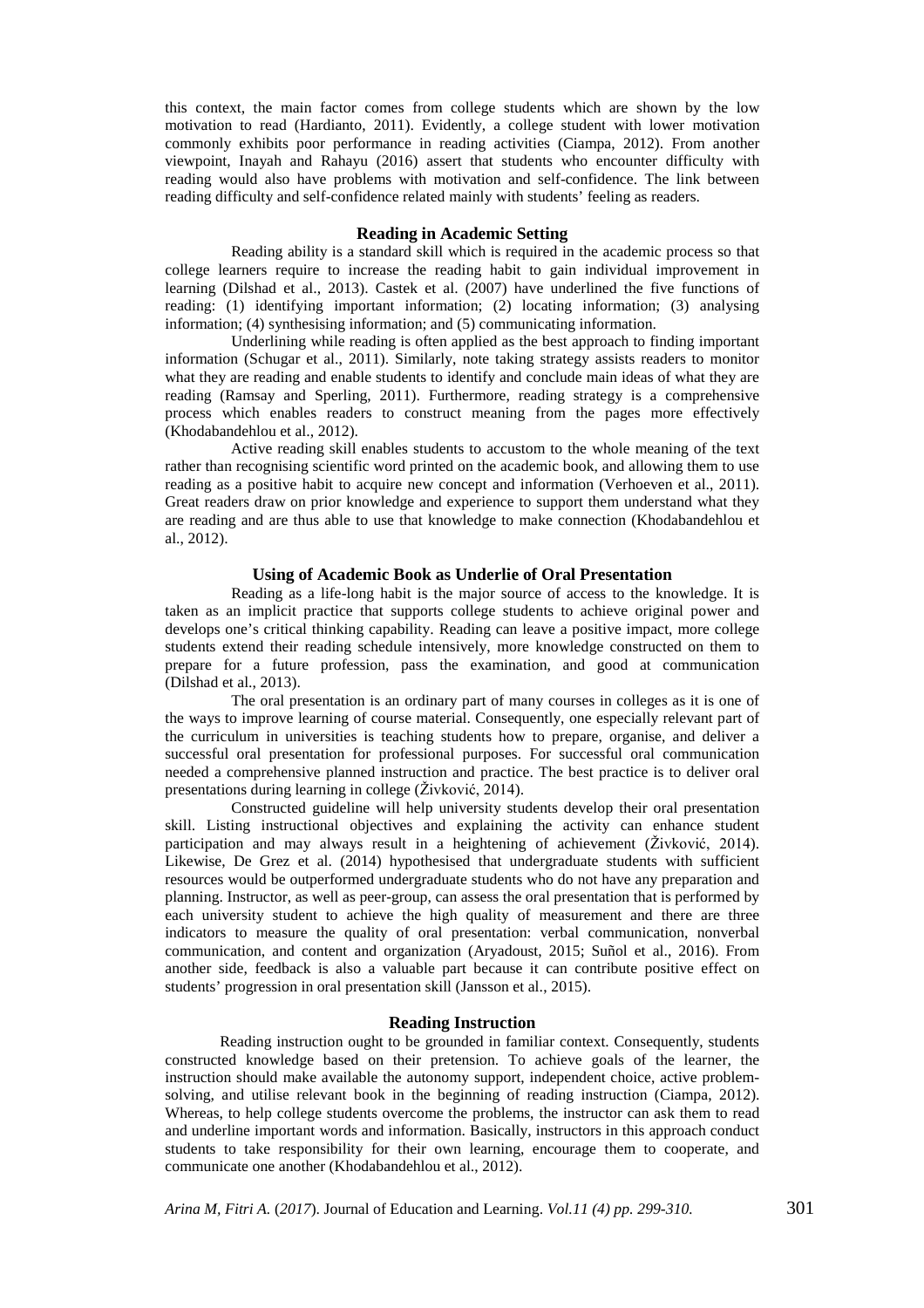this context, the main factor comes from college students which are shown by the low motivation to read (Hardianto, 2011). Evidently, a college student with lower motivation commonly exhibits poor performance in reading activities (Ciampa, 2012). From another viewpoint, Inayah and Rahayu (2016) assert that students who encounter difficulty with reading would also have problems with motivation and self-confidence. The link between reading difficulty and self-confidence related mainly with students' feeling as readers.

## Reading in Academic Setting

Reading ability is a standard skill which is required in the academic process so that college learners require to increase the reading habit to gain individual improvement in learning (Dilshad et al., 2013). Castek et al. (2007) have underlined the five functions of reading: (1) identifying important information; (2) locating information; (3) analysing information; (4) synthesising information; and (5) communicating information.

Underlining while reading is often applied as the best approach to finding important information (Schugar et al., 2011). Similarly, note taking strategy assists readers to monitor what they are reading and enable students to identify and conclude main ideas of what they are reading (Ramsay and Sperling, 2011). Furthermore, reading strategy is a comprehensive process which enables readers to construct meaning from the pages more effectively (Khodabandehlou et al., 2012).

Active reading skill enables students to accustom to the whole meaning of the text rather than recognising scientific word printed on the academic book, and allowing them to use reading as a positive habit to acquire new concept and information (Verhoeven et al., 2011). Great readers draw on prior knowledge and experience to support them understand what they are reading and are thus able to use that knowledge to make connection (Khodabandehlou et al., 2012).

## Using of Academic Book as Underlie of Oral Presentation

Reading as a life-long habit is the major source of access to the knowledge. It is taken as an implicit practice that supports college students to achieve original power and develops one's critical thinking capability. Reading can leave a positive impact, more college students extend their reading schedule intensively, more knowledge constructed on them to prepare for a future profession, pass the examination, and good at communication (Dilshad et al., 2013).

The oral presentation is an ordinary part of many courses in colleges as it is one of the ways to improve learning of course material. Consequently, one especially relevant part of the curriculum in universities is teaching students how to prepare, organise, and deliver a successful oral presentation for professional purposes. For successful oral communication needed a comprehensive planned instruction and practice. The best practice is to deliver oral presentations during learning in college (Živković, 2014).

Constructed guideline will help university students develop their oral presentation skill. Listing instructional objectives and explaining the activity can enhance student participation and may always result in a heightening of achievement (Živković, 2014). Likewise, De Grez et al. (2014) hypothesised that undergraduate students with sufficient resources would be outperformed undergraduate students who do not have any preparation and planning. Instructor, as well as peer-group, can assess the oral presentation that is performed by each university student to achieve the high quality of measurement and there are three indicators to measure the quality of oral presentation: verbal communication, nonverbal communication, and content and organization (Aryadoust, 2015; Suñol et al., 2016). From another side, feedback is also a valuable part because it can contribute positive effect on students' progression in oral presentation skill (Jansson et al., 2015).

## Reading Instruction

Reading instruction ought to be grounded in familiar context. Consequently, students constructed knowledge based on their pretension. To achieve goals of the learner, the instruction should make available the autonomy support, independent choice, active problem-solving, and utilise relevant book in the beginning of reading instruction (Ciampa, 2012). Whereas, to help college students overcome the problems, the instructor can ask them to read and underline important words and information. Basically, instructors in this approach conduct students to take responsibility for their own learning, encourage them to cooperate, and communicate one another (Khodabandehlou et al., 2012).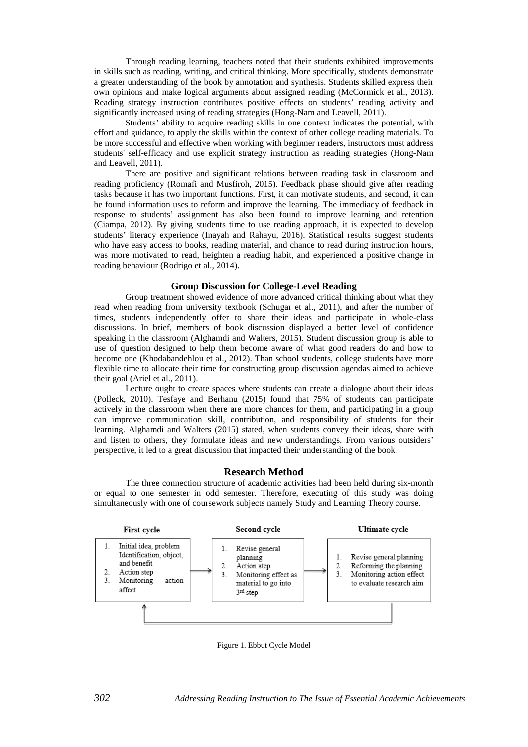Through reading learning, teachers noted that their students exhibited improvements in skills such as reading, writing, and critical thinking. More specifically, students demonstrate a greater understanding of the book by annotation and synthesis. Students skilled express their own opinions and make logical arguments about assigned reading (McCormick et al., 2013). Reading strategy instruction contributes positive effects on students' reading activity and significantly increased using of reading strategies (Hong-Nam and Leavell, 2011).

Students' ability to acquire reading skills in one context indicates the potential, with effort and guidance, to apply the skills within the context of other college reading materials. To be more successful and effective when working with beginner readers, instructors must address students' self-efficacy and use explicit strategy instruction as reading strategies (Hong-Nam and Leavell, 2011).

There are positive and significant relations between reading task in classroom and reading proficiency (Romafi and Musfiroh, 2015). Feedback phase should give after reading tasks because it has two important functions. First, it can motivate students, and second, it can be found information uses to reform and improve the learning. The immediacy of feedback in response to students' assignment has also been found to improve learning and retention (Ciampa, 2012). By giving students time to use reading approach, it is expected to develop students' literacy experience (Inayah and Rahayu, 2016). Statistical results suggest students who have easy access to books, reading material, and chance to read during instruction hours, was more motivated to read, heighten a reading habit, and experienced a positive change in reading behaviour (Rodrigo et al., 2014).

### Group Discussion for College-Level Reading

Group treatment showed evidence of more advanced critical thinking about what they read when reading from university textbook (Schugar et al., 2011), and after the number of times, students independently offer to share their ideas and participate in whole-class discussions. In brief, members of book discussion displayed a better level of confidence speaking in the classroom (Alghamdi and Walters, 2015). Student discussion group is able to use of question designed to help them become aware of what good readers do and how to become one (Khodabandehlou et al., 2012). Than school students, college students have more flexible time to allocate their time for constructing group discussion agendas aimed to achieve their goal (Ariel et al., 2011).

Lecture ought to create spaces where students can create a dialogue about their ideas (Polleck, 2010). Tesfaye and Berhanu (2015) found that 75% of students can participate actively in the classroom when there are more chances for them, and participating in a group can improve communication skill, contribution, and responsibility of students for their learning. Alghamdi and Walters (2015) stated, when students convey their ideas, share with and listen to others, they formulate ideas and new understandings. From various outsiders' perspective, it led to a great discussion that impacted their understanding of the book.

## Research Method

The three connection structure of academic activities had been held during six-month or equal to one semester in odd semester. Therefore, executing of this study was doing simultaneously with one of coursework subjects namely Study and Learning Theory course.

**First cycle**
1. Initial idea, problem Identification, object, and benefit
2. Action step
3. Monitoring action affect

**Second cycle**
1. Revise general planning
2. Action step
3. Monitoring effect as material to go into 3rd step

**Ultimate cycle**
1. Revise general planning
2. Reforming the planning
3. Monitoring action effect to evaluate research aim

Figure 1. Ebbut Cycle Model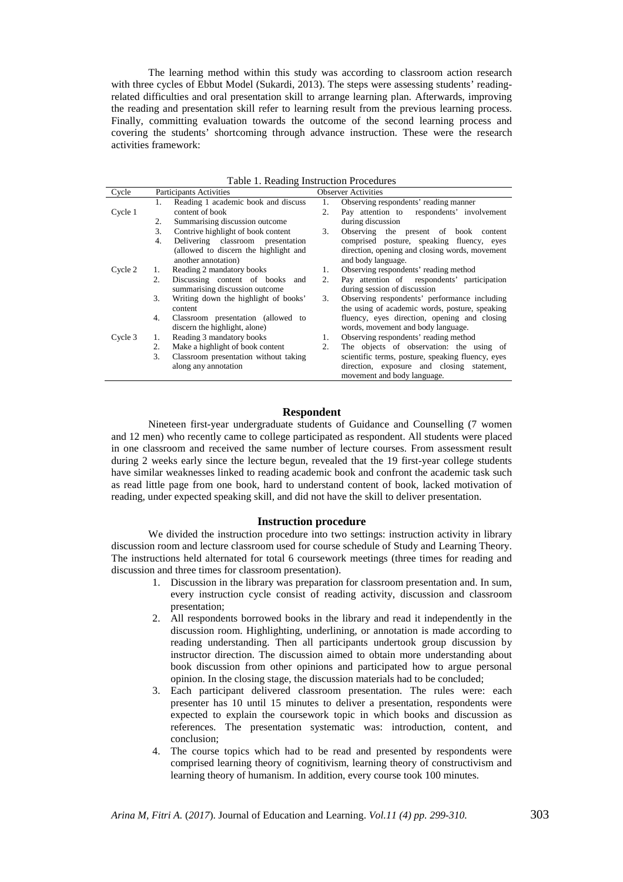The learning method within this study was according to classroom action research with three cycles of Ebbut Model (Sukardi, 2013). The steps were assessing students' reading-related difficulties and oral presentation skill to arrange learning plan. Afterwards, improving the reading and presentation skill refer to learning result from the previous learning process. Finally, committing evaluation towards the outcome of the second learning process and covering the students' shortcoming through advance instruction. These were the research activities framework:

Table 1. Reading Instruction Procedures

| Cycle | Participants Activities | Observer Activities |
|---|---|---|
| Cycle 1 | 1. Reading 1 academic book and discuss content of book<br>2. Summarising discussion outcome<br>3. Contrive highlight of book content<br>4. Delivering classroom presentation (allowed to discern the highlight and another annotation) | 1. Observing respondents' reading manner<br>2. Pay attention to respondents' involvement during discussion<br>3. Observing the present of book content comprised posture, speaking fluency, eyes direction, opening and closing words, movement and body language. |
| Cycle 2 | 1. Reading 2 mandatory books<br>2. Discussing content of books and summarising discussion outcome<br>3. Writing down the highlight of books' content<br>4. Classroom presentation (allowed to discern the highlight, alone) | 1. Observing respondents' reading method<br>2. Pay attention of respondents' participation during session of discussion<br>3. Observing respondents' performance including the using of academic words, posture, speaking fluency, eyes direction, opening and closing words, movement and body language. |
| Cycle 3 | 1. Reading 3 mandatory books<br>2. Make a highlight of book content<br>3. Classroom presentation without taking along any annotation | 1. Observing respondents' reading method<br>2. The objects of observation: the using of scientific terms, posture, speaking fluency, eyes direction, exposure and closing statement, movement and body language. |

## Respondent

Nineteen first-year undergraduate students of Guidance and Counselling (7 women and 12 men) who recently came to college participated as respondent. All students were placed in one classroom and received the same number of lecture courses. From assessment result during 2 weeks early since the lecture begun, revealed that the 19 first-year college students have similar weaknesses linked to reading academic book and confront the academic task such as read little page from one book, hard to understand content of book, lacked motivation of reading, under expected speaking skill, and did not have the skill to deliver presentation.

## Instruction procedure

We divided the instruction procedure into two settings: instruction activity in library discussion room and lecture classroom used for course schedule of Study and Learning Theory. The instructions held alternated for total 6 coursework meetings (three times for reading and discussion and three times for classroom presentation).

1. Discussion in the library was preparation for classroom presentation and. In sum, every instruction cycle consist of reading activity, discussion and classroom presentation;
2. All respondents borrowed books in the library and read it independently in the discussion room. Highlighting, underlining, or annotation is made according to reading understanding. Then all participants undertook group discussion by instructor direction. The discussion aimed to obtain more understanding about book discussion from other opinions and participated how to argue personal opinion. In the closing stage, the discussion materials had to be concluded;
3. Each participant delivered classroom presentation. The rules were: each presenter has 10 until 15 minutes to deliver a presentation, respondents were expected to explain the coursework topic in which books and discussion as references. The presentation systematic was: introduction, content, and conclusion;
4. The course topics which had to be read and presented by respondents were comprised learning theory of cognitivism, learning theory of constructivism and learning theory of humanism. In addition, every course took 100 minutes.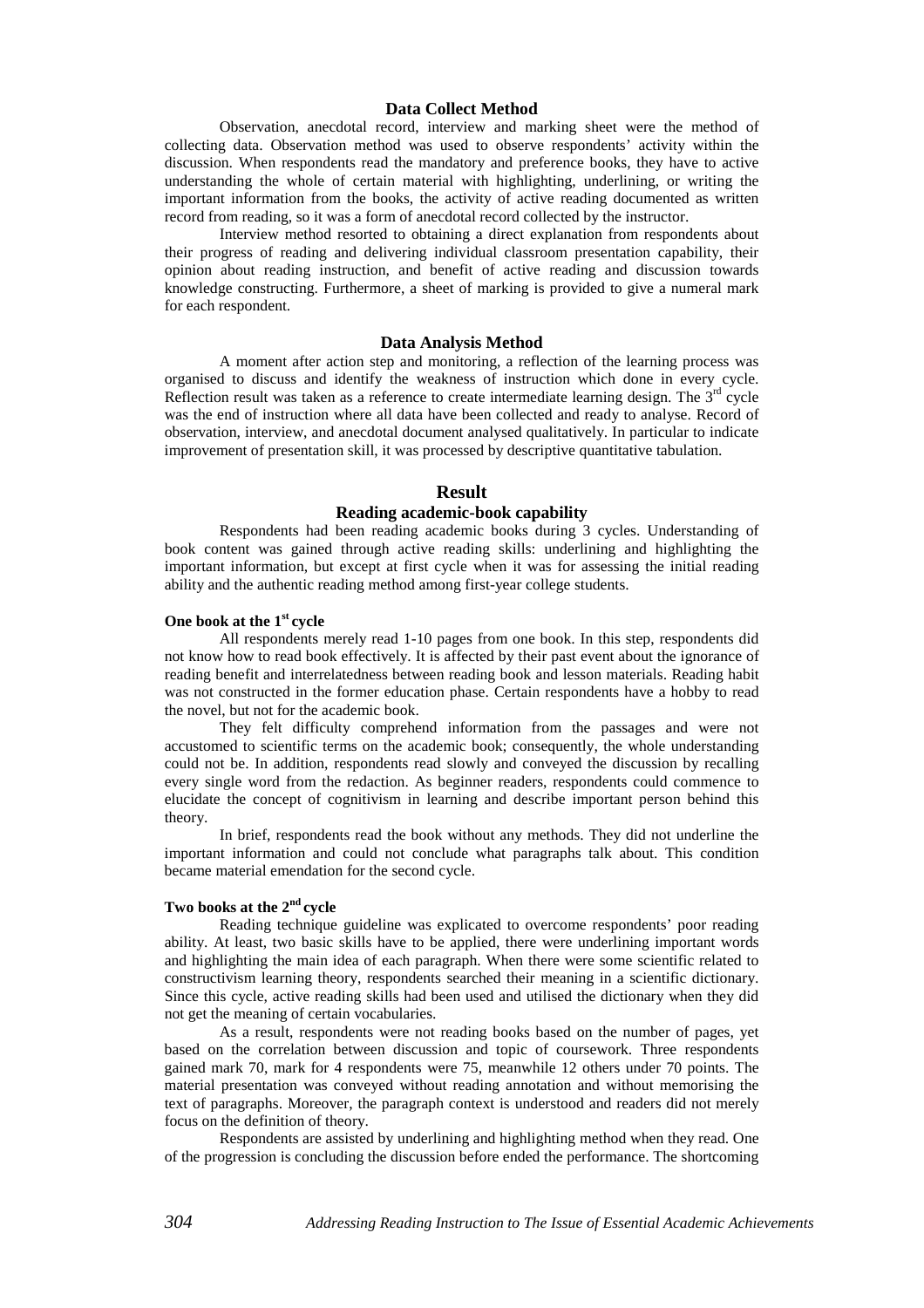## Data Collect Method

Observation, anecdotal record, interview and marking sheet were the method of collecting data. Observation method was used to observe respondents' activity within the discussion. When respondents read the mandatory and preference books, they have to active understanding the whole of certain material with highlighting, underlining, or writing the important information from the books, the activity of active reading documented as written record from reading, so it was a form of anecdotal record collected by the instructor.

Interview method resorted to obtaining a direct explanation from respondents about their progress of reading and delivering individual classroom presentation capability, their opinion about reading instruction, and benefit of active reading and discussion towards knowledge constructing. Furthermore, a sheet of marking is provided to give a numeral mark for each respondent.

## Data Analysis Method

A moment after action step and monitoring, a reflection of the learning process was organised to discuss and identify the weakness of instruction which done in every cycle. Reflection result was taken as a reference to create intermediate learning design. The 3rd cycle was the end of instruction where all data have been collected and ready to analyse. Record of observation, interview, and anecdotal document analysed qualitatively. In particular to indicate improvement of presentation skill, it was processed by descriptive quantitative tabulation.

# Result

## Reading academic-book capability

Respondents had been reading academic books during 3 cycles. Understanding of book content was gained through active reading skills: underlining and highlighting the important information, but except at first cycle when it was for assessing the initial reading ability and the authentic reading method among first-year college students.

### One book at the 1st cycle

All respondents merely read 1-10 pages from one book. In this step, respondents did not know how to read book effectively. It is affected by their past event about the ignorance of reading benefit and interrelatedness between reading book and lesson materials. Reading habit was not constructed in the former education phase. Certain respondents have a hobby to read the novel, but not for the academic book.

They felt difficulty comprehend information from the passages and were not accustomed to scientific terms on the academic book; consequently, the whole understanding could not be. In addition, respondents read slowly and conveyed the discussion by recalling every single word from the redaction. As beginner readers, respondents could commence to elucidate the concept of cognitivism in learning and describe important person behind this theory.

In brief, respondents read the book without any methods. They did not underline the important information and could not conclude what paragraphs talk about. This condition became material emendation for the second cycle.

### Two books at the 2nd cycle

Reading technique guideline was explicated to overcome respondents' poor reading ability. At least, two basic skills have to be applied, there were underlining important words and highlighting the main idea of each paragraph. When there were some scientific related to constructivism learning theory, respondents searched their meaning in a scientific dictionary. Since this cycle, active reading skills had been used and utilised the dictionary when they did not get the meaning of certain vocabularies.

As a result, respondents were not reading books based on the number of pages, yet based on the correlation between discussion and topic of coursework. Three respondents gained mark 70, mark for 4 respondents were 75, meanwhile 12 others under 70 points. The material presentation was conveyed without reading annotation and without memorising the text of paragraphs. Moreover, the paragraph context is understood and readers did not merely focus on the definition of theory.

Respondents are assisted by underlining and highlighting method when they read. One of the progression is concluding the discussion before ended the performance. The shortcoming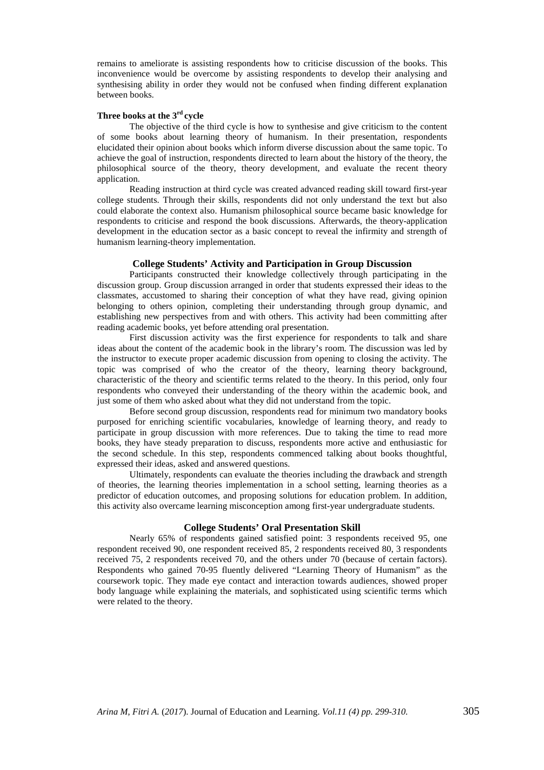remains to ameliorate is assisting respondents how to criticise discussion of the books. This inconvenience would be overcome by assisting respondents to develop their analysing and synthesising ability in order they would not be confused when finding different explanation between books.

**Three books at the 3rd cycle**

The objective of the third cycle is how to synthesise and give criticism to the content of some books about learning theory of humanism. In their presentation, respondents elucidated their opinion about books which inform diverse discussion about the same topic. To achieve the goal of instruction, respondents directed to learn about the history of the theory, the philosophical source of the theory, theory development, and evaluate the recent theory application.

Reading instruction at third cycle was created advanced reading skill toward first-year college students. Through their skills, respondents did not only understand the text but also could elaborate the context also. Humanism philosophical source became basic knowledge for respondents to criticise and respond the book discussions. Afterwards, the theory-application development in the education sector as a basic concept to reveal the infirmity and strength of humanism learning-theory implementation.

## College Students' Activity and Participation in Group Discussion

Participants constructed their knowledge collectively through participating in the discussion group. Group discussion arranged in order that students expressed their ideas to the classmates, accustomed to sharing their conception of what they have read, giving opinion belonging to others opinion, completing their understanding through group dynamic, and establishing new perspectives from and with others. This activity had been committing after reading academic books, yet before attending oral presentation.

First discussion activity was the first experience for respondents to talk and share ideas about the content of the academic book in the library's room. The discussion was led by the instructor to execute proper academic discussion from opening to closing the activity. The topic was comprised of who the creator of the theory, learning theory background, characteristic of the theory and scientific terms related to the theory. In this period, only four respondents who conveyed their understanding of the theory within the academic book, and just some of them who asked about what they did not understand from the topic.

Before second group discussion, respondents read for minimum two mandatory books purposed for enriching scientific vocabularies, knowledge of learning theory, and ready to participate in group discussion with more references. Due to taking the time to read more books, they have steady preparation to discuss, respondents more active and enthusiastic for the second schedule. In this step, respondents commenced talking about books thoughtful, expressed their ideas, asked and answered questions.

Ultimately, respondents can evaluate the theories including the drawback and strength of theories, the learning theories implementation in a school setting, learning theories as a predictor of education outcomes, and proposing solutions for education problem. In addition, this activity also overcame learning misconception among first-year undergraduate students.

## College Students' Oral Presentation Skill

Nearly 65% of respondents gained satisfied point: 3 respondents received 95, one respondent received 90, one respondent received 85, 2 respondents received 80, 3 respondents received 75, 2 respondents received 70, and the others under 70 (because of certain factors). Respondents who gained 70-95 fluently delivered "Learning Theory of Humanism" as the coursework topic. They made eye contact and interaction towards audiences, showed proper body language while explaining the materials, and sophisticated using scientific terms which were related to the theory.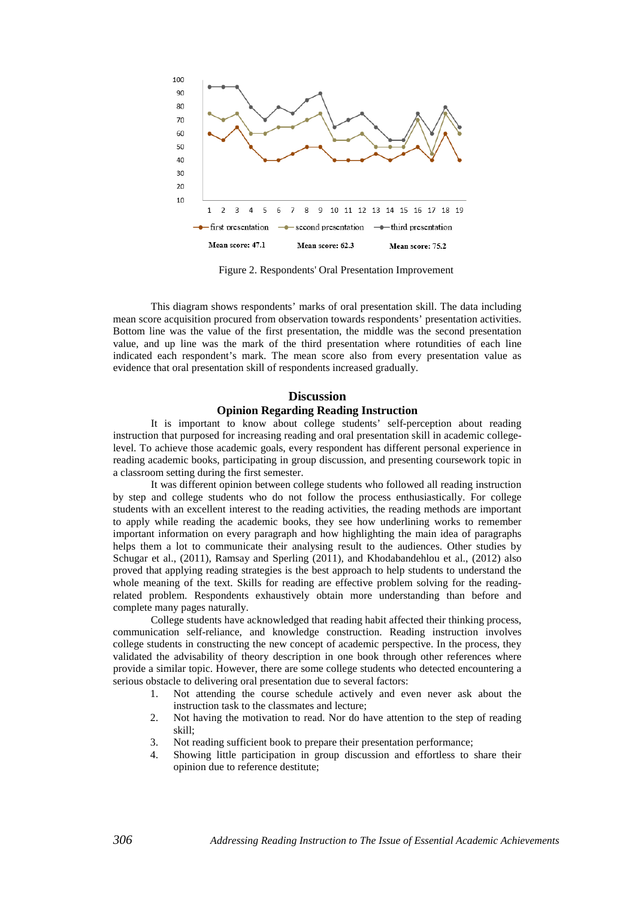Figure 2. Respondents' Oral Presentation Improvement

Mean score: 47.1 — Mean score: 62.3 — Mean score: 75.2

This diagram shows respondents' marks of oral presentation skill. The data including mean score acquisition procured from observation towards respondents' presentation activities. Bottom line was the value of the first presentation, the middle was the second presentation value, and up line was the mark of the third presentation where rotundities of each line indicated each respondent's mark. The mean score also from every presentation value as evidence that oral presentation skill of respondents increased gradually.

## Discussion

### Opinion Regarding Reading Instruction

It is important to know about college students' self-perception about reading instruction that purposed for increasing reading and oral presentation skill in academic college-level. To achieve those academic goals, every respondent has different personal experience in reading academic books, participating in group discussion, and presenting coursework topic in a classroom setting during the first semester.

It was different opinion between college students who followed all reading instruction by step and college students who do not follow the process enthusiastically. For college students with an excellent interest to the reading activities, the reading methods are important to apply while reading the academic books, they see how underlining works to remember important information on every paragraph and how highlighting the main idea of paragraphs helps them a lot to communicate their analysing result to the audiences. Other studies by Schugar et al., (2011), Ramsay and Sperling (2011), and Khodabandehlou et al., (2012) also proved that applying reading strategies is the best approach to help students to understand the whole meaning of the text. Skills for reading are effective problem solving for the reading-related problem. Respondents exhaustively obtain more understanding than before and complete many pages naturally.

College students have acknowledged that reading habit affected their thinking process, communication self-reliance, and knowledge construction. Reading instruction involves college students in constructing the new concept of academic perspective. In the process, they validated the advisability of theory description in one book through other references where provide a similar topic. However, there are some college students who detected encountering a serious obstacle to delivering oral presentation due to several factors:

1. Not attending the course schedule actively and even never ask about the instruction task to the classmates and lecture;
2. Not having the motivation to read. Nor do have attention to the step of reading skill;
3. Not reading sufficient book to prepare their presentation performance;
4. Showing little participation in group discussion and effortless to share their opinion due to reference destitute;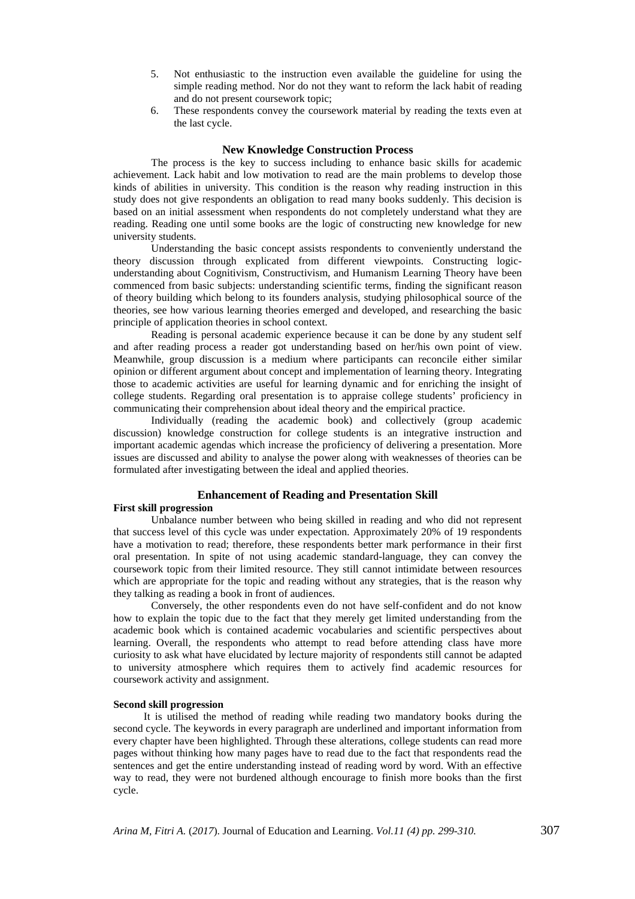5. Not enthusiastic to the instruction even available the guideline for using the simple reading method. Nor do not they want to reform the lack habit of reading and do not present coursework topic;
6. These respondents convey the coursework material by reading the texts even at the last cycle.

## New Knowledge Construction Process

The process is the key to success including to enhance basic skills for academic achievement. Lack habit and low motivation to read are the main problems to develop those kinds of abilities in university. This condition is the reason why reading instruction in this study does not give respondents an obligation to read many books suddenly. This decision is based on an initial assessment when respondents do not completely understand what they are reading. Reading one until some books are the logic of constructing new knowledge for new university students.

Understanding the basic concept assists respondents to conveniently understand the theory discussion through explicated from different viewpoints. Constructing logic-understanding about Cognitivism, Constructivism, and Humanism Learning Theory have been commenced from basic subjects: understanding scientific terms, finding the significant reason of theory building which belong to its founders analysis, studying philosophical source of the theories, see how various learning theories emerged and developed, and researching the basic principle of application theories in school context.

Reading is personal academic experience because it can be done by any student self and after reading process a reader got understanding based on her/his own point of view. Meanwhile, group discussion is a medium where participants can reconcile either similar opinion or different argument about concept and implementation of learning theory. Integrating those to academic activities are useful for learning dynamic and for enriching the insight of college students. Regarding oral presentation is to appraise college students' proficiency in communicating their comprehension about ideal theory and the empirical practice.

Individually (reading the academic book) and collectively (group academic discussion) knowledge construction for college students is an integrative instruction and important academic agendas which increase the proficiency of delivering a presentation. More issues are discussed and ability to analyse the power along with weaknesses of theories can be formulated after investigating between the ideal and applied theories.

## Enhancement of Reading and Presentation Skill

### First skill progression

Unbalance number between who being skilled in reading and who did not represent that success level of this cycle was under expectation. Approximately 20% of 19 respondents have a motivation to read; therefore, these respondents better mark performance in their first oral presentation. In spite of not using academic standard-language, they can convey the coursework topic from their limited resource. They still cannot intimidate between resources which are appropriate for the topic and reading without any strategies, that is the reason why they talking as reading a book in front of audiences.

Conversely, the other respondents even do not have self-confident and do not know how to explain the topic due to the fact that they merely get limited understanding from the academic book which is contained academic vocabularies and scientific perspectives about learning. Overall, the respondents who attempt to read before attending class have more curiosity to ask what have elucidated by lecture majority of respondents still cannot be adapted to university atmosphere which requires them to actively find academic resources for coursework activity and assignment.

### Second skill progression

It is utilised the method of reading while reading two mandatory books during the second cycle. The keywords in every paragraph are underlined and important information from every chapter have been highlighted. Through these alterations, college students can read more pages without thinking how many pages have to read due to the fact that respondents read the sentences and get the entire understanding instead of reading word by word. With an effective way to read, they were not burdened although encourage to finish more books than the first cycle.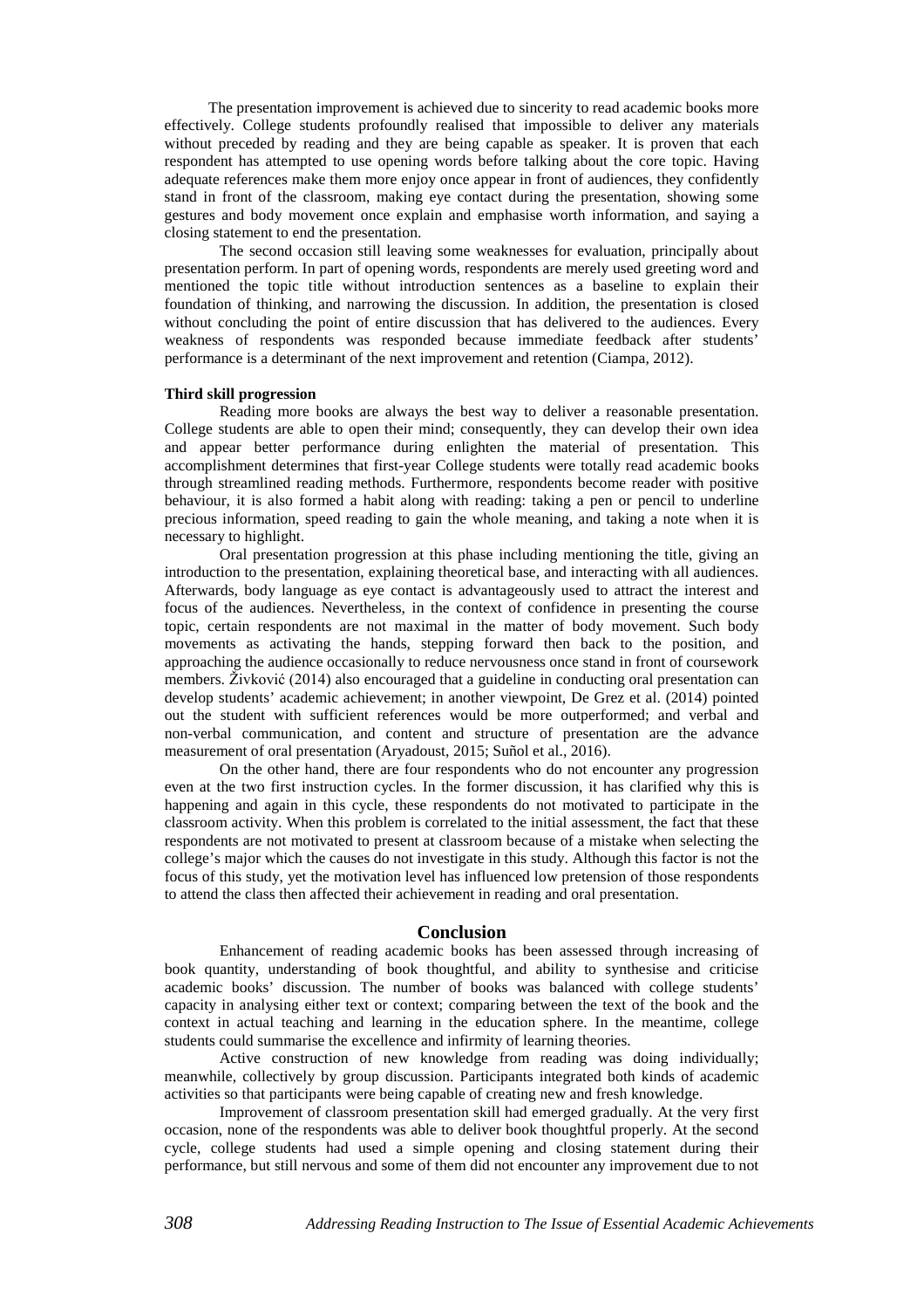The presentation improvement is achieved due to sincerity to read academic books more effectively. College students profoundly realised that impossible to deliver any materials without preceded by reading and they are being capable as speaker. It is proven that each respondent has attempted to use opening words before talking about the core topic. Having adequate references make them more enjoy once appear in front of audiences, they confidently stand in front of the classroom, making eye contact during the presentation, showing some gestures and body movement once explain and emphasise worth information, and saying a closing statement to end the presentation.

The second occasion still leaving some weaknesses for evaluation, principally about presentation perform. In part of opening words, respondents are merely used greeting word and mentioned the topic title without introduction sentences as a baseline to explain their foundation of thinking, and narrowing the discussion. In addition, the presentation is closed without concluding the point of entire discussion that has delivered to the audiences. Every weakness of respondents was responded because immediate feedback after students' performance is a determinant of the next improvement and retention (Ciampa, 2012).

**Third skill progression**

Reading more books are always the best way to deliver a reasonable presentation. College students are able to open their mind; consequently, they can develop their own idea and appear better performance during enlighten the material of presentation. This accomplishment determines that first-year College students were totally read academic books through streamlined reading methods. Furthermore, respondents become reader with positive behaviour, it is also formed a habit along with reading: taking a pen or pencil to underline precious information, speed reading to gain the whole meaning, and taking a note when it is necessary to highlight.

Oral presentation progression at this phase including mentioning the title, giving an introduction to the presentation, explaining theoretical base, and interacting with all audiences. Afterwards, body language as eye contact is advantageously used to attract the interest and focus of the audiences. Nevertheless, in the context of confidence in presenting the course topic, certain respondents are not maximal in the matter of body movement. Such body movements as activating the hands, stepping forward then back to the position, and approaching the audience occasionally to reduce nervousness once stand in front of coursework members. Živković (2014) also encouraged that a guideline in conducting oral presentation can develop students' academic achievement; in another viewpoint, De Grez et al. (2014) pointed out the student with sufficient references would be more outperformed; and verbal and non-verbal communication, and content and structure of presentation are the advance measurement of oral presentation (Aryadoust, 2015; Suñol et al., 2016).

On the other hand, there are four respondents who do not encounter any progression even at the two first instruction cycles. In the former discussion, it has clarified why this is happening and again in this cycle, these respondents do not motivated to participate in the classroom activity. When this problem is correlated to the initial assessment, the fact that these respondents are not motivated to present at classroom because of a mistake when selecting the college's major which the causes do not investigate in this study. Although this factor is not the focus of this study, yet the motivation level has influenced low pretension of those respondents to attend the class then affected their achievement in reading and oral presentation.

## Conclusion

Enhancement of reading academic books has been assessed through increasing of book quantity, understanding of book thoughtful, and ability to synthesise and criticise academic books' discussion. The number of books was balanced with college students' capacity in analysing either text or context; comparing between the text of the book and the context in actual teaching and learning in the education sphere. In the meantime, college students could summarise the excellence and infirmity of learning theories.

Active construction of new knowledge from reading was doing individually; meanwhile, collectively by group discussion. Participants integrated both kinds of academic activities so that participants were being capable of creating new and fresh knowledge.

Improvement of classroom presentation skill had emerged gradually. At the very first occasion, none of the respondents was able to deliver book thoughtful properly. At the second cycle, college students had used a simple opening and closing statement during their performance, but still nervous and some of them did not encounter any improvement due to not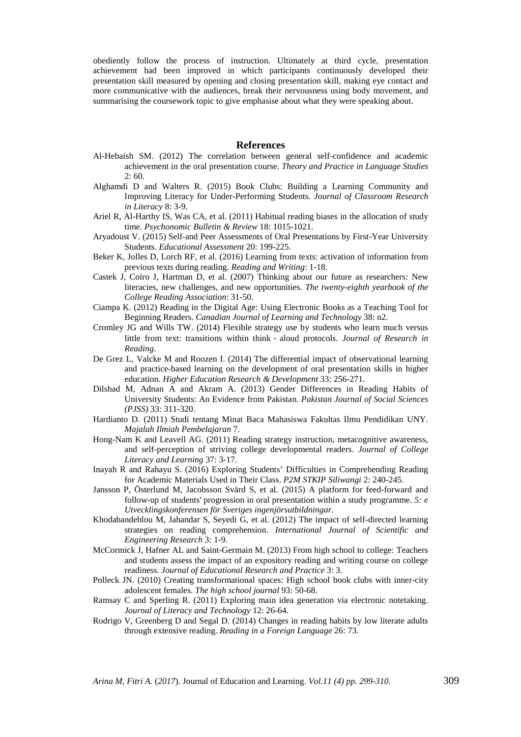obediently follow the process of instruction. Ultimately at third cycle, presentation achievement had been improved in which participants continuously developed their presentation skill measured by opening and closing presentation skill, making eye contact and more communicative with the audiences, break their nervousness using body movement, and summarising the coursework topic to give emphasise about what they were speaking about.

## References

Al-Hebaish SM. (2012) The correlation between general self-confidence and academic achievement in the oral presentation course. *Theory and Practice in Language Studies* 2: 60.

Alghamdi D and Walters R. (2015) Book Clubs: Building a Learning Community and Improving Literacy for Under-Performing Students. *Journal of Classroom Research in Literacy* 8: 3-9.

Ariel R, Al-Harthy IS, Was CA, et al. (2011) Habitual reading biases in the allocation of study time. *Psychonomic Bulletin & Review* 18: 1015-1021.

Aryadoust V. (2015) Self-and Peer Assessments of Oral Presentations by First-Year University Students. *Educational Assessment* 20: 199-225.

Beker K, Jolles D, Lorch RF, et al. (2016) Learning from texts: activation of information from previous texts during reading. *Reading and Writing*: 1-18.

Castek J, Coiro J, Hartman D, et al. (2007) Thinking about our future as researchers: New literacies, new challenges, and new opportunities. *The twenty-eighth yearbook of the College Reading Association*: 31-50.

Ciampa K. (2012) Reading in the Digital Age: Using Electronic Books as a Teaching Tool for Beginning Readers. *Canadian Journal of Learning and Technology* 38: n2.

Cromley JG and Wills TW. (2014) Flexible strategy use by students who learn much versus little from text: transitions within think - aloud protocols. *Journal of Research in Reading*.

De Grez L, Valcke M and Roozen I. (2014) The differential impact of observational learning and practice-based learning on the development of oral presentation skills in higher education. *Higher Education Research & Development* 33: 256-271.

Dilshad M, Adnan A and Akram A. (2013) Gender Differences in Reading Habits of University Students: An Evidence from Pakistan. *Pakistan Journal of Social Sciences (PJSS)* 33: 311-320.

Hardianto D. (2011) Studi tentang Minat Baca Mahasiswa Fakultas Ilmu Pendidikan UNY. *Majalah Ilmiah Pembelajaran* 7.

Hong-Nam K and Leavell AG. (2011) Reading strategy instruction, metacognitive awareness, and self-perception of striving college developmental readers. *Journal of College Literacy and Learning* 37: 3-17.

Inayah R and Rahayu S. (2016) Exploring Students' Difficulties in Comprehending Reading for Academic Materials Used in Their Class. *P2M STKIP Siliwangi* 2: 240-245.

Jansson P, Österlund M, Jacobsson Svärd S, et al. (2015) A platform for feed-forward and follow-up of students' progression in oral presentation within a study programme. *5: e Utvecklingskonferensen för Sveriges ingenjörsutbildningar.*

Khodabandehlou M, Jahandar S, Seyedi G, et al. (2012) The impact of self-directed learning strategies on reading comprehension. *International Journal of Scientific and Engineering Research* 3: 1-9.

McCormick J, Hafner AL and Saint-Germain M. (2013) From high school to college: Teachers and students assess the impact of an expository reading and writing course on college readiness. *Journal of Educational Research and Practice* 3: 3.

Polleck JN. (2010) Creating transformational spaces: High school book clubs with inner-city adolescent females. *The high school journal* 93: 50-68.

Ramsay C and Sperling R. (2011) Exploring main idea generation via electronic notetaking. *Journal of Literacy and Technology* 12: 26-64.

Rodrigo V, Greenberg D and Segal D. (2014) Changes in reading habits by low literate adults through extensive reading. *Reading in a Foreign Language* 26: 73.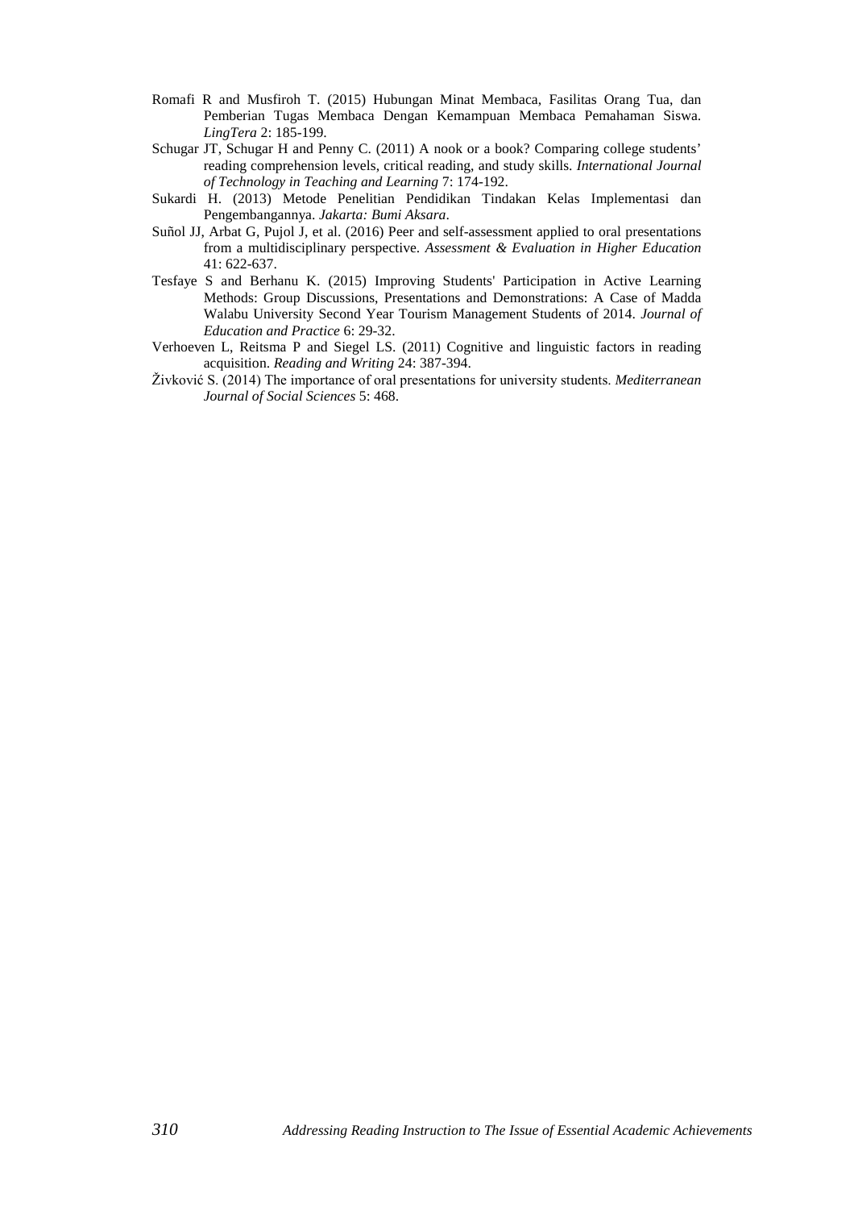Romafi R and Musfiroh T. (2015) Hubungan Minat Membaca, Fasilitas Orang Tua, dan Pemberian Tugas Membaca Dengan Kemampuan Membaca Pemahaman Siswa. *LingTera* 2: 185-199.

Schugar JT, Schugar H and Penny C. (2011) A nook or a book? Comparing college students' reading comprehension levels, critical reading, and study skills. *International Journal of Technology in Teaching and Learning* 7: 174-192.

Sukardi H. (2013) Metode Penelitian Pendidikan Tindakan Kelas Implementasi dan Pengembangannya. *Jakarta: Bumi Aksara*.

Suñol JJ, Arbat G, Pujol J, et al. (2016) Peer and self-assessment applied to oral presentations from a multidisciplinary perspective. *Assessment & Evaluation in Higher Education* 41: 622-637.

Tesfaye S and Berhanu K. (2015) Improving Students' Participation in Active Learning Methods: Group Discussions, Presentations and Demonstrations: A Case of Madda Walabu University Second Year Tourism Management Students of 2014. *Journal of Education and Practice* 6: 29-32.

Verhoeven L, Reitsma P and Siegel LS. (2011) Cognitive and linguistic factors in reading acquisition. *Reading and Writing* 24: 387-394.

Živković S. (2014) The importance of oral presentations for university students. *Mediterranean Journal of Social Sciences* 5: 468.